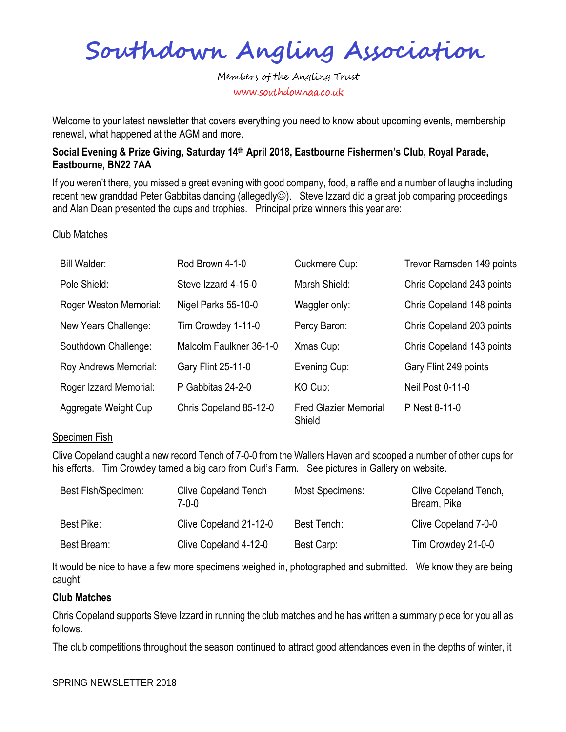# Southdown Angling Association

Members of the Angling Trust

www.southdownaa.co.uk

Welcome to your latest newsletter that covers everything you need to know about upcoming events, membership renewal, what happened at the AGM and more.

**Social Evening & Prize Giving, Saturday 14th April 2018, Eastbourne Fishermen's Club, Royal Parade, Eastbourne, BN22 7AA**

If you weren't there, you missed a great evening with good company, food, a raffle and a number of laughs including recent new granddad Peter Gabbitas dancing (allegedly☺). Steve Izzard did a great job comparing proceedings and Alan Dean presented the cups and trophies. Principal prize winners this year are:

Club Matches

| | | | |
|---|---|---|---|
| Bill Walder: | Rod Brown 4-1-0 | Cuckmere Cup: | Trevor Ramsden 149 points |
| Pole Shield: | Steve Izzard 4-15-0 | Marsh Shield: | Chris Copeland 243 points |
| Roger Weston Memorial: | Nigel Parks 55-10-0 | Waggler only: | Chris Copeland 148 points |
| New Years Challenge: | Tim Crowdey 1-11-0 | Percy Baron: | Chris Copeland 203 points |
| Southdown Challenge: | Malcolm Faulkner 36-1-0 | Xmas Cup: | Chris Copeland 143 points |
| Roy Andrews Memorial: | Gary Flint 25-11-0 | Evening Cup: | Gary Flint 249 points |
| Roger Izzard Memorial: | P Gabbitas 24-2-0 | KO Cup: | Neil Post 0-11-0 |
| Aggregate Weight Cup | Chris Copeland 85-12-0 | Fred Glazier Memorial Shield | P Nest 8-11-0 |

Specimen Fish

Clive Copeland caught a new record Tench of 7-0-0 from the Wallers Haven and scooped a number of other cups for his efforts. Tim Crowdey tamed a big carp from Curl's Farm. See pictures in Gallery on website.

| | | | |
|---|---|---|---|
| Best Fish/Specimen: | Clive Copeland Tench 7-0-0 | Most Specimens: | Clive Copeland Tench, Bream, Pike |
| Best Pike: | Clive Copeland 21-12-0 | Best Tench: | Clive Copeland 7-0-0 |
| Best Bream: | Clive Copeland 4-12-0 | Best Carp: | Tim Crowdey 21-0-0 |

It would be nice to have a few more specimens weighed in, photographed and submitted. We know they are being caught!

**Club Matches**

Chris Copeland supports Steve Izzard in running the club matches and he has written a summary piece for you all as follows.

The club competitions throughout the season continued to attract good attendances even in the depths of winter, it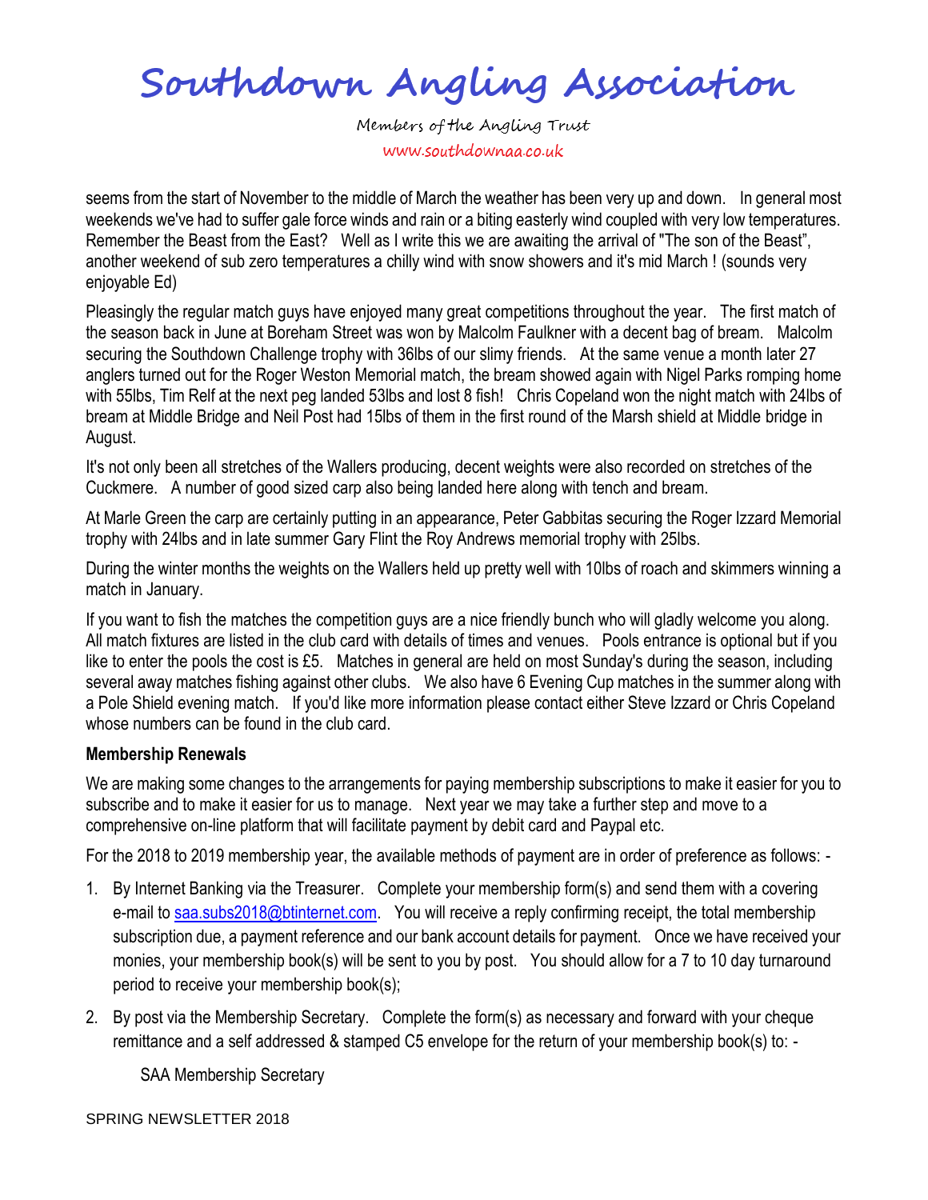# Southdown Angling Association

Members of the Angling Trust

www.southdownaa.co.uk

seems from the start of November to the middle of March the weather has been very up and down. In general most weekends we've had to suffer gale force winds and rain or a biting easterly wind coupled with very low temperatures. Remember the Beast from the East? Well as I write this we are awaiting the arrival of "The son of the Beast", another weekend of sub zero temperatures a chilly wind with snow showers and it's mid March ! (sounds very enjoyable Ed)

Pleasingly the regular match guys have enjoyed many great competitions throughout the year. The first match of the season back in June at Boreham Street was won by Malcolm Faulkner with a decent bag of bream. Malcolm securing the Southdown Challenge trophy with 36lbs of our slimy friends. At the same venue a month later 27 anglers turned out for the Roger Weston Memorial match, the bream showed again with Nigel Parks romping home with 55lbs, Tim Relf at the next peg landed 53lbs and lost 8 fish! Chris Copeland won the night match with 24lbs of bream at Middle Bridge and Neil Post had 15lbs of them in the first round of the Marsh shield at Middle bridge in August.

It's not only been all stretches of the Wallers producing, decent weights were also recorded on stretches of the Cuckmere. A number of good sized carp also being landed here along with tench and bream.

At Marle Green the carp are certainly putting in an appearance, Peter Gabbitas securing the Roger Izzard Memorial trophy with 24lbs and in late summer Gary Flint the Roy Andrews memorial trophy with 25lbs.

During the winter months the weights on the Wallers held up pretty well with 10lbs of roach and skimmers winning a match in January.

If you want to fish the matches the competition guys are a nice friendly bunch who will gladly welcome you along. All match fixtures are listed in the club card with details of times and venues. Pools entrance is optional but if you like to enter the pools the cost is £5. Matches in general are held on most Sunday's during the season, including several away matches fishing against other clubs. We also have 6 Evening Cup matches in the summer along with a Pole Shield evening match. If you'd like more information please contact either Steve Izzard or Chris Copeland whose numbers can be found in the club card.

**Membership Renewals**

We are making some changes to the arrangements for paying membership subscriptions to make it easier for you to subscribe and to make it easier for us to manage. Next year we may take a further step and move to a comprehensive on-line platform that will facilitate payment by debit card and Paypal etc.

For the 2018 to 2019 membership year, the available methods of payment are in order of preference as follows: -

1. By Internet Banking via the Treasurer. Complete your membership form(s) and send them with a covering e-mail to saa.subs2018@btinternet.com. You will receive a reply confirming receipt, the total membership subscription due, a payment reference and our bank account details for payment. Once we have received your monies, your membership book(s) will be sent to you by post. You should allow for a 7 to 10 day turnaround period to receive your membership book(s);
2. By post via the Membership Secretary. Complete the form(s) as necessary and forward with your cheque remittance and a self addressed & stamped C5 envelope for the return of your membership book(s) to: -

   SAA Membership Secretary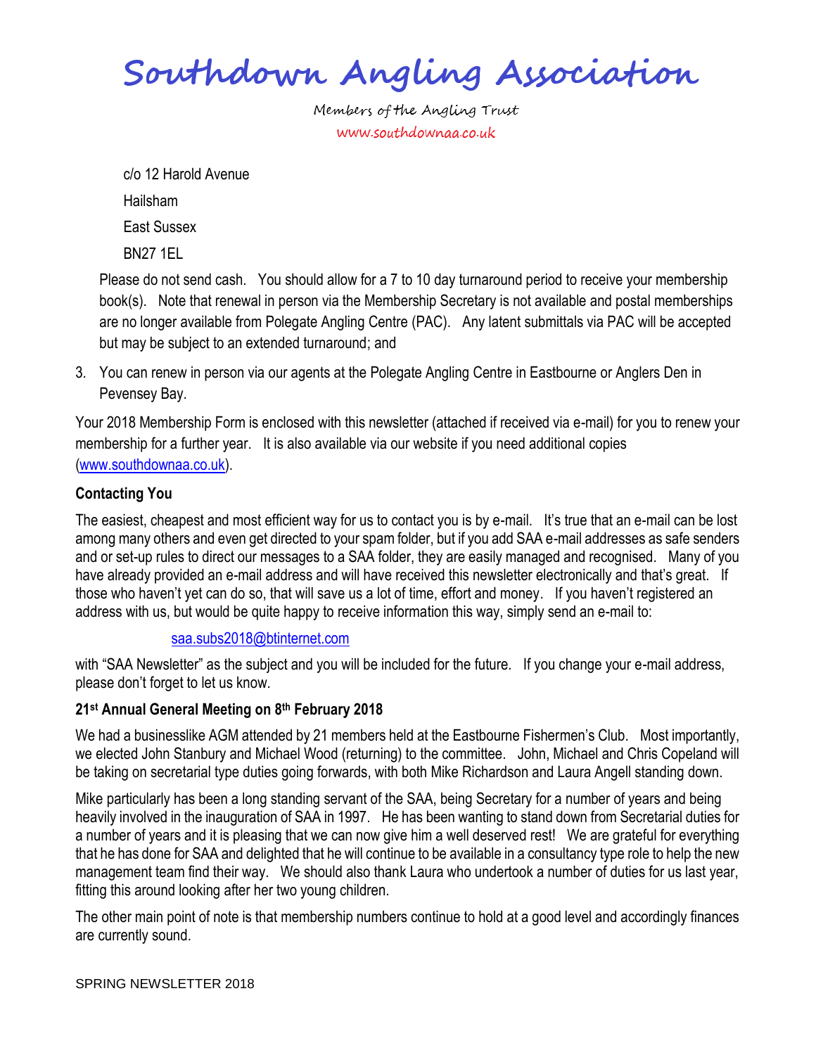# Southdown Angling Association

Members of the Angling Trust

www.southdownaa.co.uk

c/o 12 Harold Avenue

Hailsham

East Sussex

BN27 1EL

Please do not send cash. You should allow for a 7 to 10 day turnaround period to receive your membership book(s). Note that renewal in person via the Membership Secretary is not available and postal memberships are no longer available from Polegate Angling Centre (PAC). Any latent submittals via PAC will be accepted but may be subject to an extended turnaround; and

3. You can renew in person via our agents at the Polegate Angling Centre in Eastbourne or Anglers Den in Pevensey Bay.

Your 2018 Membership Form is enclosed with this newsletter (attached if received via e-mail) for you to renew your membership for a further year. It is also available via our website if you need additional copies (www.southdownaa.co.uk).

**Contacting You**

The easiest, cheapest and most efficient way for us to contact you is by e-mail. It's true that an e-mail can be lost among many others and even get directed to your spam folder, but if you add SAA e-mail addresses as safe senders and or set-up rules to direct our messages to a SAA folder, they are easily managed and recognised. Many of you have already provided an e-mail address and will have received this newsletter electronically and that's great. If those who haven't yet can do so, that will save us a lot of time, effort and money. If you haven't registered an address with us, but would be quite happy to receive information this way, simply send an e-mail to:

saa.subs2018@btinternet.com

with "SAA Newsletter" as the subject and you will be included for the future. If you change your e-mail address, please don't forget to let us know.

**21st Annual General Meeting on 8th February 2018**

We had a businesslike AGM attended by 21 members held at the Eastbourne Fishermen's Club. Most importantly, we elected John Stanbury and Michael Wood (returning) to the committee. John, Michael and Chris Copeland will be taking on secretarial type duties going forwards, with both Mike Richardson and Laura Angell standing down.

Mike particularly has been a long standing servant of the SAA, being Secretary for a number of years and being heavily involved in the inauguration of SAA in 1997. He has been wanting to stand down from Secretarial duties for a number of years and it is pleasing that we can now give him a well deserved rest! We are grateful for everything that he has done for SAA and delighted that he will continue to be available in a consultancy type role to help the new management team find their way. We should also thank Laura who undertook a number of duties for us last year, fitting this around looking after her two young children.

The other main point of note is that membership numbers continue to hold at a good level and accordingly finances are currently sound.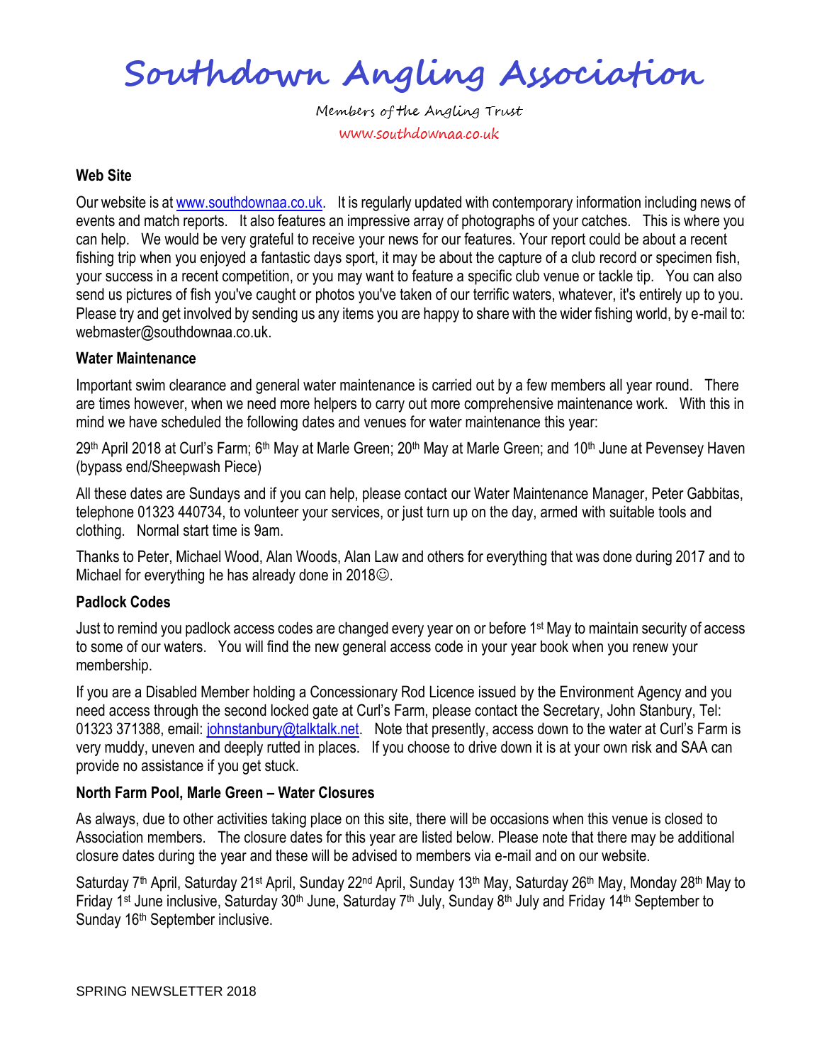# Southdown Angling Association

Members of the Angling Trust

www.southdownaa.co.uk

**Web Site**

Our website is at www.southdownaa.co.uk. It is regularly updated with contemporary information including news of events and match reports. It also features an impressive array of photographs of your catches. This is where you can help. We would be very grateful to receive your news for our features. Your report could be about a recent fishing trip when you enjoyed a fantastic days sport, it may be about the capture of a club record or specimen fish, your success in a recent competition, or you may want to feature a specific club venue or tackle tip. You can also send us pictures of fish you've caught or photos you've taken of our terrific waters, whatever, it's entirely up to you. Please try and get involved by sending us any items you are happy to share with the wider fishing world, by e-mail to: webmaster@southdownaa.co.uk.

**Water Maintenance**

Important swim clearance and general water maintenance is carried out by a few members all year round. There are times however, when we need more helpers to carry out more comprehensive maintenance work. With this in mind we have scheduled the following dates and venues for water maintenance this year:

29th April 2018 at Curl's Farm; 6th May at Marle Green; 20th May at Marle Green; and 10th June at Pevensey Haven (bypass end/Sheepwash Piece)

All these dates are Sundays and if you can help, please contact our Water Maintenance Manager, Peter Gabbitas, telephone 01323 440734, to volunteer your services, or just turn up on the day, armed with suitable tools and clothing. Normal start time is 9am.

Thanks to Peter, Michael Wood, Alan Woods, Alan Law and others for everything that was done during 2017 and to Michael for everything he has already done in 2018☺.

**Padlock Codes**

Just to remind you padlock access codes are changed every year on or before 1st May to maintain security of access to some of our waters. You will find the new general access code in your year book when you renew your membership.

If you are a Disabled Member holding a Concessionary Rod Licence issued by the Environment Agency and you need access through the second locked gate at Curl's Farm, please contact the Secretary, John Stanbury, Tel: 01323 371388, email: johnstanbury@talktalk.net. Note that presently, access down to the water at Curl's Farm is very muddy, uneven and deeply rutted in places. If you choose to drive down it is at your own risk and SAA can provide no assistance if you get stuck.

**North Farm Pool, Marle Green – Water Closures**

As always, due to other activities taking place on this site, there will be occasions when this venue is closed to Association members. The closure dates for this year are listed below. Please note that there may be additional closure dates during the year and these will be advised to members via e-mail and on our website.

Saturday 7th April, Saturday 21st April, Sunday 22nd April, Sunday 13th May, Saturday 26th May, Monday 28th May to Friday 1st June inclusive, Saturday 30th June, Saturday 7th July, Sunday 8th July and Friday 14th September to Sunday 16th September inclusive.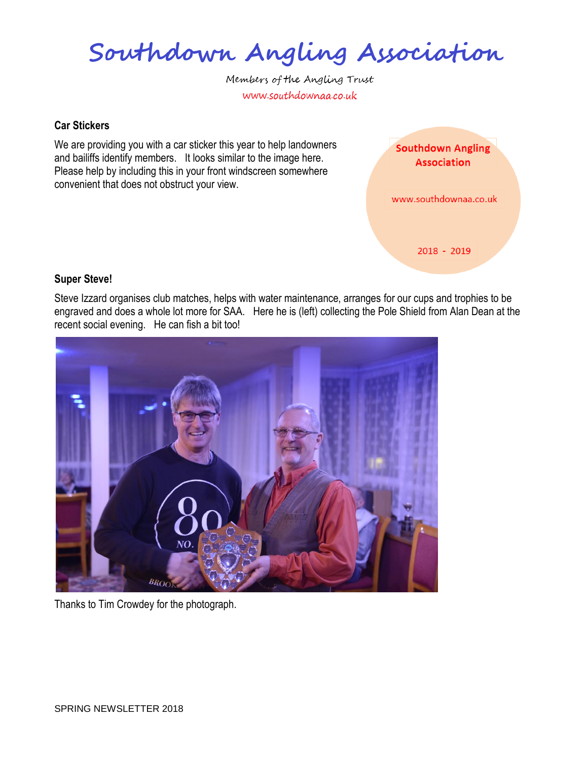# Southdown Angling Association

Members of the Angling Trust

www.southdownaa.co.uk

### Car Stickers

We are providing you with a car sticker this year to help landowners and bailiffs identify members. It looks similar to the image here. Please help by including this in your front windscreen somewhere convenient that does not obstruct your view.

Southdown Angling Association

www.southdownaa.co.uk

2018 - 2019

### Super Steve!

Steve Izzard organises club matches, helps with water maintenance, arranges for our cups and trophies to be engraved and does a whole lot more for SAA. Here he is (left) collecting the Pole Shield from Alan Dean at the recent social evening. He can fish a bit too!

Thanks to Tim Crowdey for the photograph.